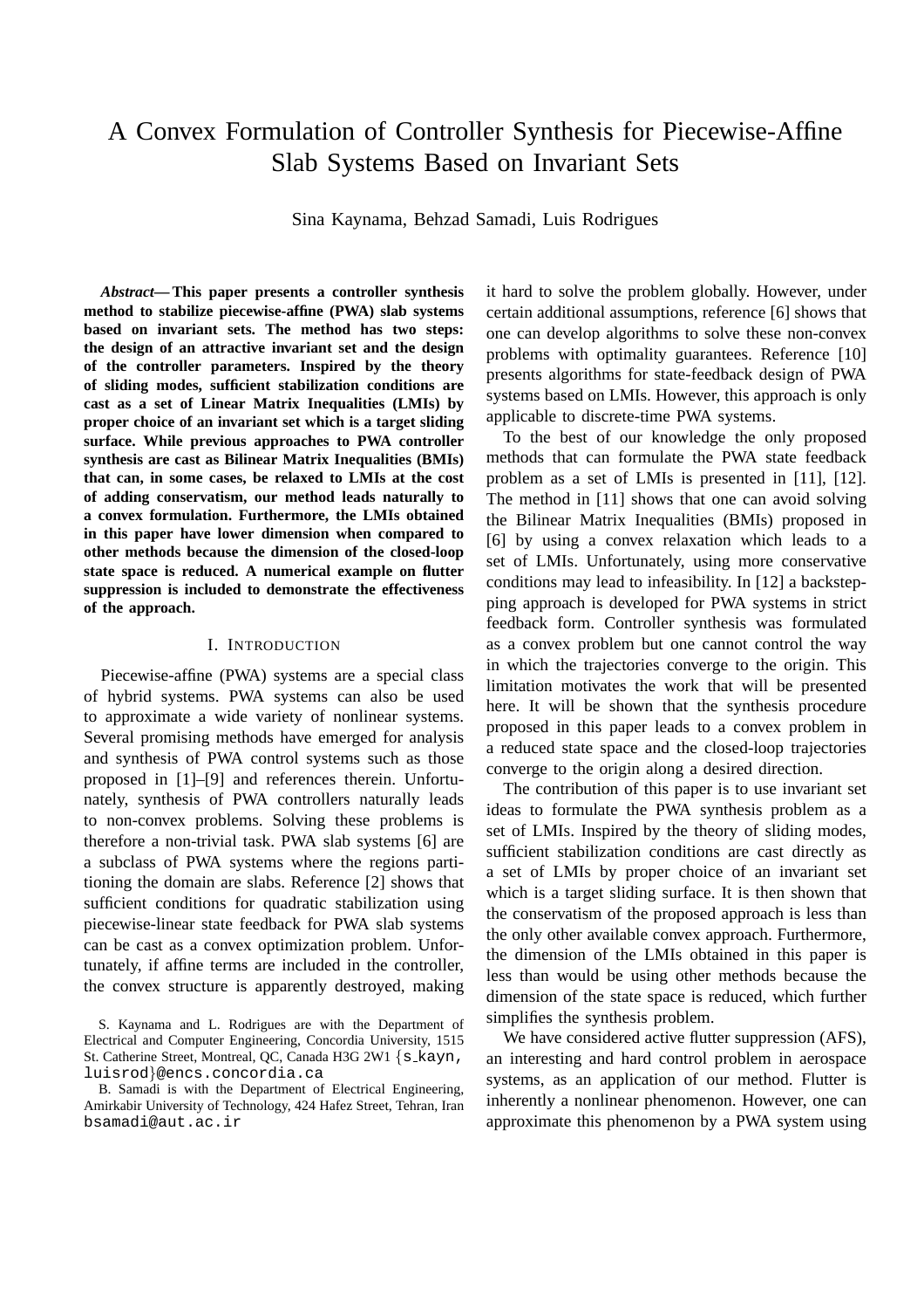# A Convex Formulation of Controller Synthesis for Piecewise-Affine Slab Systems Based on Invariant Sets

Sina Kaynama, Behzad Samadi, Luis Rodrigues

***Abstract*— This paper presents a controller synthesis method to stabilize piecewise-affine (PWA) slab systems based on invariant sets. The method has two steps: the design of an attractive invariant set and the design of the controller parameters. Inspired by the theory of sliding modes, sufficient stabilization conditions are cast as a set of Linear Matrix Inequalities (LMIs) by proper choice of an invariant set which is a target sliding surface. While previous approaches to PWA controller synthesis are cast as Bilinear Matrix Inequalities (BMIs) that can, in some cases, be relaxed to LMIs at the cost of adding conservatism, our method leads naturally to a convex formulation. Furthermore, the LMIs obtained in this paper have lower dimension when compared to other methods because the dimension of the closed-loop state space is reduced. A numerical example on flutter suppression is included to demonstrate the effectiveness of the approach.**

## I. Introduction

Piecewise-affine (PWA) systems are a special class of hybrid systems. PWA systems can also be used to approximate a wide variety of nonlinear systems. Several promising methods have emerged for analysis and synthesis of PWA control systems such as those proposed in [1]–[9] and references therein. Unfortunately, synthesis of PWA controllers naturally leads to non-convex problems. Solving these problems is therefore a non-trivial task. PWA slab systems [6] are a subclass of PWA systems where the regions partitioning the domain are slabs. Reference [2] shows that sufficient conditions for quadratic stabilization using piecewise-linear state feedback for PWA slab systems can be cast as a convex optimization problem. Unfortunately, if affine terms are included in the controller, the convex structure is apparently destroyed, making it hard to solve the problem globally. However, under certain additional assumptions, reference [6] shows that one can develop algorithms to solve these non-convex problems with optimality guarantees. Reference [10] presents algorithms for state-feedback design of PWA systems based on LMIs. However, this approach is only applicable to discrete-time PWA systems.

To the best of our knowledge the only proposed methods that can formulate the PWA state feedback problem as a set of LMIs is presented in [11], [12]. The method in [11] shows that one can avoid solving the Bilinear Matrix Inequalities (BMIs) proposed in [6] by using a convex relaxation which leads to a set of LMIs. Unfortunately, using more conservative conditions may lead to infeasibility. In [12] a backstepping approach is developed for PWA systems in strict feedback form. Controller synthesis was formulated as a convex problem but one cannot control the way in which the trajectories converge to the origin. This limitation motivates the work that will be presented here. It will be shown that the synthesis procedure proposed in this paper leads to a convex problem in a reduced state space and the closed-loop trajectories converge to the origin along a desired direction.

The contribution of this paper is to use invariant set ideas to formulate the PWA synthesis problem as a set of LMIs. Inspired by the theory of sliding modes, sufficient stabilization conditions are cast directly as a set of LMIs by proper choice of an invariant set which is a target sliding surface. It is then shown that the conservatism of the proposed approach is less than the only other available convex approach. Furthermore, the dimension of the LMIs obtained in this paper is less than would be using other methods because the dimension of the state space is reduced, which further simplifies the synthesis problem.

We have considered active flutter suppression (AFS), an interesting and hard control problem in aerospace systems, as an application of our method. Flutter is inherently a nonlinear phenomenon. However, one can approximate this phenomenon by a PWA system using

S. Kaynama and L. Rodrigues are with the Department of Electrical and Computer Engineering, Concordia University, 1515 St. Catherine Street, Montreal, QC, Canada H3G 2W1 {s_kayn, luisrod}@encs.concordia.ca

B. Samadi is with the Department of Electrical Engineering, Amirkabir University of Technology, 424 Hafez Street, Tehran, Iran bsamadi@aut.ac.ir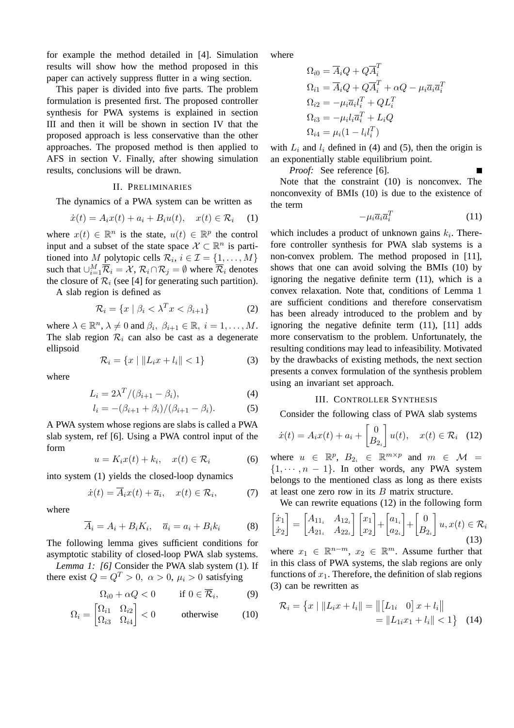for example the method detailed in [4]. Simulation results will show how the method proposed in this paper can actively suppress flutter in a wing section.

This paper is divided into five parts. The problem formulation is presented first. The proposed controller synthesis for PWA systems is explained in section III and then it will be shown in section IV that the proposed approach is less conservative than the other approaches. The proposed method is then applied to AFS in section V. Finally, after showing simulation results, conclusions will be drawn.

## II. Preliminaries

The dynamics of a PWA system can be written as

$$\dot{x}(t) = A_i x(t) + a_i + B_i u(t), \quad x(t) \in \mathcal{R}_i \tag{1}$$

where $x(t) \in \mathbb{R}^n$ is the state, $u(t) \in \mathbb{R}^p$ the control input and a subset of the state space $\mathcal{X} \subset \mathbb{R}^n$ is partitioned into $M$ polytopic cells $\mathcal{R}_i$, $i \in \mathcal{I} = \{1, \dots, M\}$ such that $\cup_{i=1}^{M} \overline{\mathcal{R}}_i = \mathcal{X}$, $\mathcal{R}_i \cap \mathcal{R}_j = \emptyset$ where $\overline{\mathcal{R}}_i$ denotes the closure of $\mathcal{R}_i$ (see [4] for generating such partition).

A slab region is defined as

$$\mathcal{R}_i = \{x \mid \beta_i < \lambda^T x < \beta_{i+1}\} \tag{2}$$

where $\lambda \in \mathbb{R}^n$, $\lambda \neq 0$ and $\beta_i,\ \beta_{i+1} \in \mathbb{R},\ i = 1, \dots, M$. The slab region $\mathcal{R}_i$ can also be cast as a degenerate ellipsoid

$$\mathcal{R}_i = \{x \mid \|L_i x + l_i\| < 1\} \tag{3}$$

where

$$L_i = 2\lambda^T/(\beta_{i+1} - \beta_i), \tag{4}$$

$$l_i = -(\beta_{i+1} + \beta_i)/(\beta_{i+1} - \beta_i). \tag{5}$$

A PWA system whose regions are slabs is called a PWA slab system, ref [6]. Using a PWA control input of the form

$$u = K_i x(t) + k_i, \quad x(t) \in \mathcal{R}_i \tag{6}$$

into system (1) yields the closed-loop dynamics

$$\dot{x}(t) = \overline{A}_i x(t) + \overline{a}_i, \quad x(t) \in \mathcal{R}_i, \tag{7}$$

where

$$\overline{A}_i = A_i + B_i K_i, \quad \overline{a}_i = a_i + B_i k_i \tag{8}$$

The following lemma gives sufficient conditions for asymptotic stability of closed-loop PWA slab systems.

*Lemma 1: [6]* Consider the PWA slab system (1). If there exist $Q = Q^T > 0$, $\alpha > 0$, $\mu_i > 0$ satisfying

$$\Omega_{i0} + \alpha Q < 0 \qquad \text{if } 0 \in \overline{\mathcal{R}}_i, \tag{9}$$

$$\Omega_i = \begin{bmatrix} \Omega_{i1} & \Omega_{i2} \\ \Omega_{i3} & \Omega_{i4} \end{bmatrix} < 0 \qquad \text{otherwise} \tag{10}$$

where

$$\Omega_{i0} = \overline{A}_i Q + Q\overline{A}_i^T$$
$$\Omega_{i1} = \overline{A}_i Q + Q\overline{A}_i^T + \alpha Q - \mu_i \overline{a}_i \overline{a}_i^T$$
$$\Omega_{i2} = -\mu_i \overline{a}_i l_i^T + Q L_i^T$$
$$\Omega_{i3} = -\mu_i l_i \overline{a}_i^T + L_i Q$$
$$\Omega_{i4} = \mu_i (1 - l_i l_i^T)$$

with $L_i$ and $l_i$ defined in (4) and (5), then the origin is an exponentially stable equilibrium point.

*Proof:* See reference [6]. ■

Note that the constraint (10) is nonconvex. The nonconvexity of BMIs (10) is due to the existence of the term

$$-\mu_i \overline{a}_i \overline{a}_i^T \tag{11}$$

which includes a product of unknown gains $k_i$. Therefore controller synthesis for PWA slab systems is a non-convex problem. The method proposed in [11], shows that one can avoid solving the BMIs (10) by ignoring the negative definite term (11), which is a convex relaxation. Note that, conditions of Lemma 1 are sufficient conditions and therefore conservatism has been already introduced to the problem and by ignoring the negative definite term (11), [11] adds more conservatism to the problem. Unfortunately, the resulting conditions may lead to infeasibility. Motivated by the drawbacks of existing methods, the next section presents a convex formulation of the synthesis problem using an invariant set approach.

## III. Controller Synthesis

Consider the following class of PWA slab systems

$$\dot{x}(t) = A_i x(t) + a_i + \begin{bmatrix} 0 \\ B_{2_i} \end{bmatrix} u(t), \quad x(t) \in \mathcal{R}_i \tag{12}$$

where $u \in \mathbb{R}^p$, $B_{2_i} \in \mathbb{R}^{m \times p}$ and $m \in \mathcal{M} = \{1, \cdots, n-1\}$. In other words, any PWA system belongs to the mentioned class as long as there exists at least one zero row in its $B$ matrix structure.

We can rewrite equations (12) in the following form

$$\begin{bmatrix} \dot{x}_1 \\ \dot{x}_2 \end{bmatrix} = \begin{bmatrix} A_{11_i} & A_{12_i} \\ A_{21_i} & A_{22_i} \end{bmatrix} \begin{bmatrix} x_1 \\ x_2 \end{bmatrix} + \begin{bmatrix} a_{1_i} \\ a_{2_i} \end{bmatrix} + \begin{bmatrix} 0 \\ B_{2_i} \end{bmatrix} u, x(t) \in \mathcal{R}_i \tag{13}$$

where $x_1 \in \mathbb{R}^{n-m}$, $x_2 \in \mathbb{R}^m$. Assume further that in this class of PWA systems, the slab regions are only functions of $x_1$. Therefore, the definition of slab regions (3) can be rewritten as

$$\mathcal{R}_i = \{x \mid \|L_i x + l_i\| = \left\|\begin{bmatrix} L_{1i} & 0 \end{bmatrix} x + l_i\right\| = \|L_{1i} x_1 + l_i\| < 1\} \tag{14}$$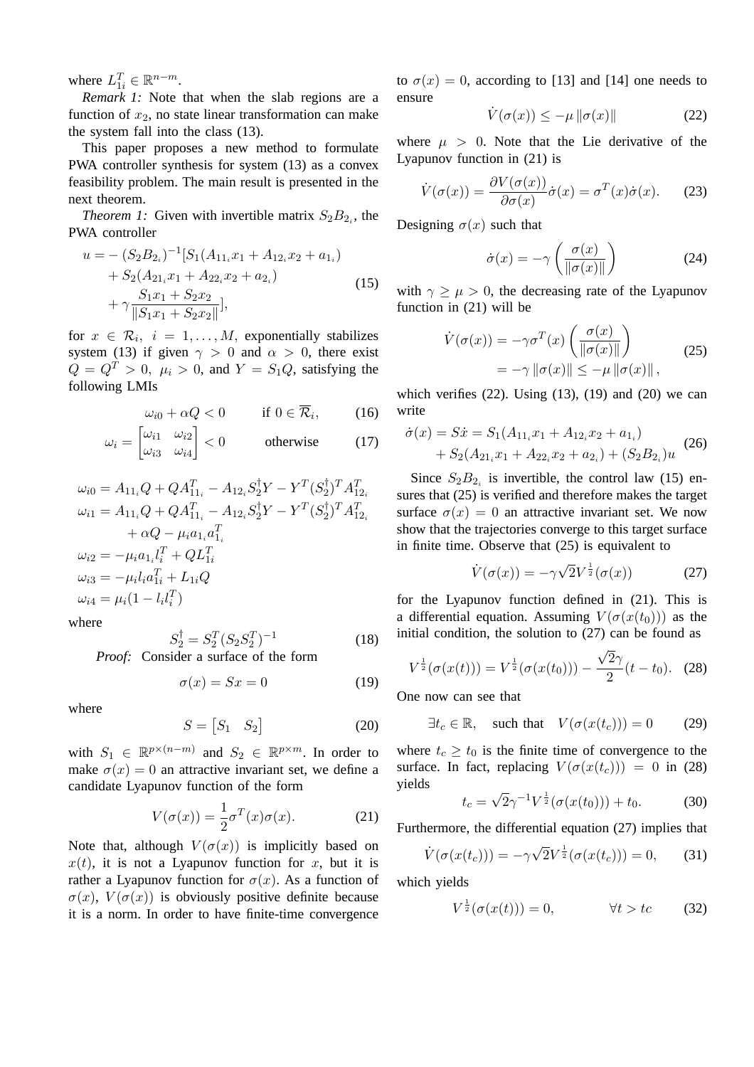where $L_{1i}^T \in \mathbb{R}^{n-m}$.

*Remark 1:* Note that when the slab regions are a function of $x_2$, no state linear transformation can make the system fall into the class (13).

This paper proposes a new method to formulate PWA controller synthesis for system (13) as a convex feasibility problem. The main result is presented in the next theorem.

*Theorem 1:* Given with invertible matrix $S_2 B_{2_i}$, the PWA controller

$$
\begin{aligned}
u = &-(S_2 B_{2_i})^{-1}[S_1(A_{11_i} x_1 + A_{12_i} x_2 + a_{1_i}) \\
&+ S_2(A_{21_i} x_1 + A_{22_i} x_2 + a_{2_i}) \\
&+ \gamma \frac{S_1 x_1 + S_2 x_2}{\|S_1 x_1 + S_2 x_2\|}],
\end{aligned} \tag{15}
$$

for $x \in \mathcal{R}_i,\ i = 1, \ldots, M$, exponentially stabilizes system (13) if given $\gamma > 0$ and $\alpha > 0$, there exist $Q = Q^T > 0,\ \mu_i > 0$, and $Y = S_1 Q$, satisfying the following LMIs

$$\omega_{i0} + \alpha Q < 0 \qquad \text{if } 0 \in \overline{\mathcal{R}}_i, \tag{16}$$

$$\omega_i = \begin{bmatrix} \omega_{i1} & \omega_{i2} \\ \omega_{i3} & \omega_{i4} \end{bmatrix} < 0 \qquad \text{otherwise} \tag{17}$$

$$
\begin{aligned}
\omega_{i0} &= A_{11_i} Q + Q A_{11_i}^T - A_{12_i} S_2^{\dagger} Y - Y^T (S_2^{\dagger})^T A_{12_i}^T \\
\omega_{i1} &= A_{11_i} Q + Q A_{11_i}^T - A_{12_i} S_2^{\dagger} Y - Y^T (S_2^{\dagger})^T A_{12_i}^T \\
&\quad + \alpha Q - \mu_i a_{1_i} a_{1_i}^T \\
\omega_{i2} &= -\mu_i a_{1_i} l_i^T + Q L_{1i}^T \\
\omega_{i3} &= -\mu_i l_i a_{1i}^T + L_{1i} Q \\
\omega_{i4} &= \mu_i (1 - l_i l_i^T)
\end{aligned}
$$

where

$$S_2^{\dagger} = S_2^T (S_2 S_2^T)^{-1} \tag{18}$$

*Proof:* Consider a surface of the form

$$\sigma(x) = Sx = 0 \tag{19}$$

where

$$S = \begin{bmatrix} S_1 & S_2 \end{bmatrix} \tag{20}$$

with $S_1 \in \mathbb{R}^{p \times (n-m)}$ and $S_2 \in \mathbb{R}^{p \times m}$. In order to make $\sigma(x) = 0$ an attractive invariant set, we define a candidate Lyapunov function of the form

$$V(\sigma(x)) = \frac{1}{2} \sigma^T(x) \sigma(x). \tag{21}$$

Note that, although $V(\sigma(x))$ is implicitly based on $x(t)$, it is not a Lyapunov function for $x$, but it is rather a Lyapunov function for $\sigma(x)$. As a function of $\sigma(x)$, $V(\sigma(x))$ is obviously positive definite because it is a norm. In order to have finite-time convergence to $\sigma(x) = 0$, according to [13] and [14] one needs to ensure

$$\dot{V}(\sigma(x)) \leq -\mu \|\sigma(x)\| \tag{22}$$

where $\mu > 0$. Note that the Lie derivative of the Lyapunov function in (21) is

$$\dot{V}(\sigma(x)) = \frac{\partial V(\sigma(x))}{\partial \sigma(x)} \dot{\sigma}(x) = \sigma^T(x) \dot{\sigma}(x). \tag{23}$$

Designing $\sigma(x)$ such that

$$\dot{\sigma}(x) = -\gamma \left( \frac{\sigma(x)}{\|\sigma(x)\|} \right) \tag{24}$$

with $\gamma \geq \mu > 0$, the decreasing rate of the Lyapunov function in (21) will be

$$
\begin{aligned}
\dot{V}(\sigma(x)) &= -\gamma \sigma^T(x) \left( \frac{\sigma(x)}{\|\sigma(x)\|} \right) \\
&= -\gamma \|\sigma(x)\| \leq -\mu \|\sigma(x)\|,
\end{aligned} \tag{25}
$$

which verifies (22). Using (13), (19) and (20) we can write

$$
\begin{aligned}
\dot{\sigma}(x) = S\dot{x} &= S_1(A_{11_i} x_1 + A_{12_i} x_2 + a_{1_i}) \\
&+ S_2(A_{21_i} x_1 + A_{22_i} x_2 + a_{2_i}) + (S_2 B_{2_i}) u
\end{aligned} \tag{26}
$$

Since $S_2 B_{2_i}$ is invertible, the control law (15) ensures that (25) is verified and therefore makes the target surface $\sigma(x) = 0$ an attractive invariant set. We now show that the trajectories converge to this target surface in finite time. Observe that (25) is equivalent to

$$\dot{V}(\sigma(x)) = -\gamma \sqrt{2} V^{\frac{1}{2}}(\sigma(x)) \tag{27}$$

for the Lyapunov function defined in (21). This is a differential equation. Assuming $V(\sigma(x(t_0)))$ as the initial condition, the solution to (27) can be found as

$$V^{\frac{1}{2}}(\sigma(x(t))) = V^{\frac{1}{2}}(\sigma(x(t_0))) - \frac{\sqrt{2}\gamma}{2}(t - t_0). \tag{28}$$

One now can see that

$$\exists t_c \in \mathbb{R}, \quad \text{such that} \quad V(\sigma(x(t_c))) = 0 \tag{29}$$

where $t_c \geq t_0$ is the finite time of convergence to the surface. In fact, replacing $V(\sigma(x(t_c))) = 0$ in (28) yields

$$t_c = \sqrt{2} \gamma^{-1} V^{\frac{1}{2}}(\sigma(x(t_0))) + t_0. \tag{30}$$

Furthermore, the differential equation (27) implies that

$$\dot{V}(\sigma(x(t_c))) = -\gamma \sqrt{2} V^{\frac{1}{2}}(\sigma(x(t_c))) = 0, \tag{31}$$

which yields

$$V^{\frac{1}{2}}(\sigma(x(t))) = 0, \qquad \forall t > tc \tag{32}$$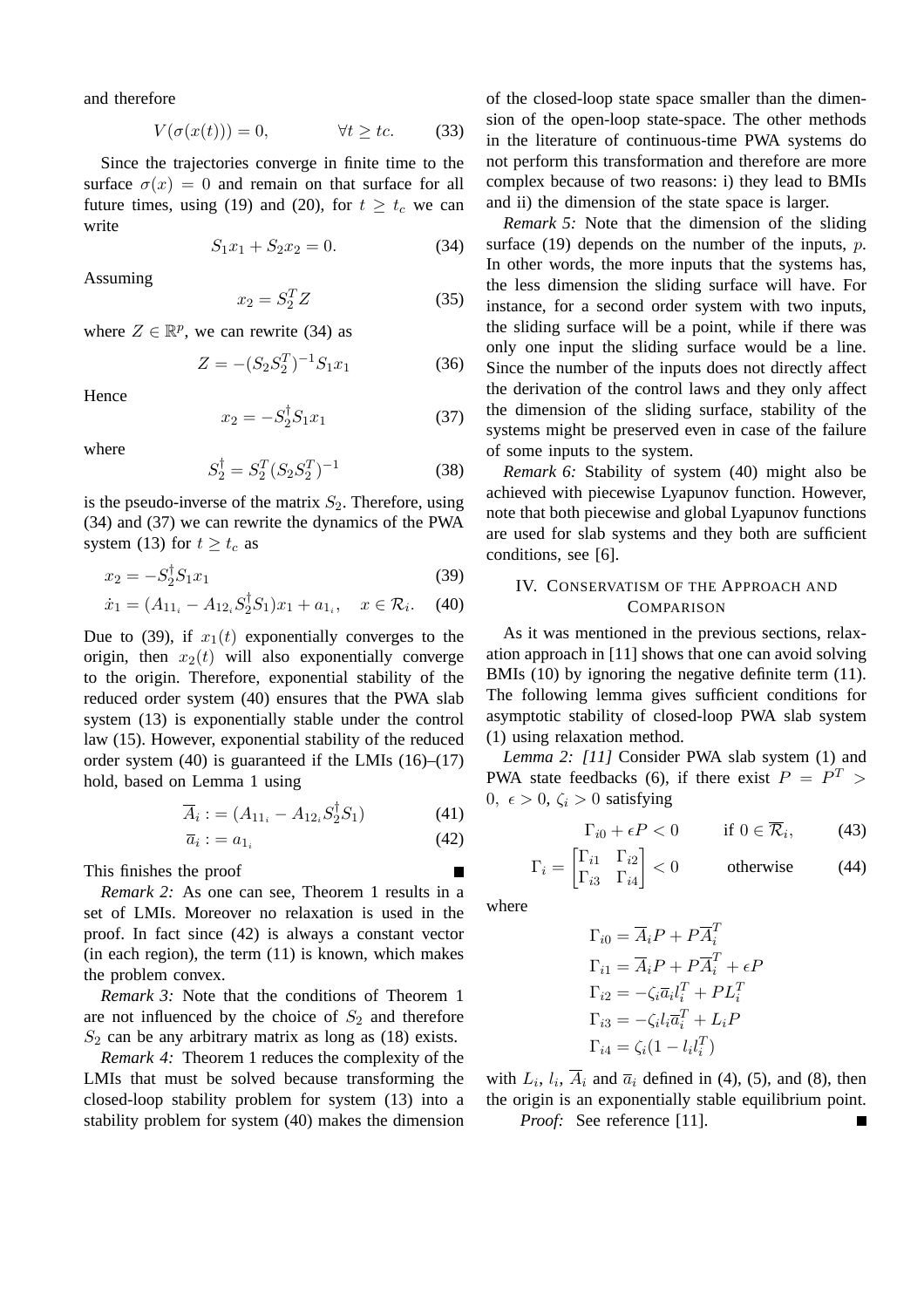and therefore

$$V(\sigma(x(t))) = 0, \qquad \forall t \geq tc. \tag{33}$$

Since the trajectories converge in finite time to the surface $\sigma(x) = 0$ and remain on that surface for all future times, using (19) and (20), for $t \geq t_c$ we can write

$$S_1 x_1 + S_2 x_2 = 0. \tag{34}$$

Assuming

$$x_2 = S_2^T Z \tag{35}$$

where $Z \in \mathbb{R}^p$, we can rewrite (34) as

$$Z = -(S_2 S_2^T)^{-1} S_1 x_1 \tag{36}$$

Hence

$$x_2 = -S_2^\dagger S_1 x_1 \tag{37}$$

where

$$S_2^\dagger = S_2^T (S_2 S_2^T)^{-1} \tag{38}$$

is the pseudo-inverse of the matrix $S_2$. Therefore, using (34) and (37) we can rewrite the dynamics of the PWA system (13) for $t \geq t_c$ as

$$x_2 = -S_2^\dagger S_1 x_1 \tag{39}$$

$$\dot{x}_1 = (A_{11_i} - A_{12_i} S_2^\dagger S_1) x_1 + a_{1_i}, \quad x \in \mathcal{R}_i. \tag{40}$$

Due to (39), if $x_1(t)$ exponentially converges to the origin, then $x_2(t)$ will also exponentially converge to the origin. Therefore, exponential stability of the reduced order system (40) ensures that the PWA slab system (13) is exponentially stable under the control law (15). However, exponential stability of the reduced order system (40) is guaranteed if the LMIs (16)–(17) hold, based on Lemma 1 using

$$\overline{A}_i := (A_{11_i} - A_{12_i} S_2^\dagger S_1) \tag{41}$$

$$\overline{a}_i := a_{1_i} \tag{42}$$

This finishes the proof ■

*Remark 2:* As one can see, Theorem 1 results in a set of LMIs. Moreover no relaxation is used in the proof. In fact since (42) is always a constant vector (in each region), the term (11) is known, which makes the problem convex.

*Remark 3:* Note that the conditions of Theorem 1 are not influenced by the choice of $S_2$ and therefore $S_2$ can be any arbitrary matrix as long as (18) exists.

*Remark 4:* Theorem 1 reduces the complexity of the LMIs that must be solved because transforming the closed-loop stability problem for system (13) into a stability problem for system (40) makes the dimension of the closed-loop state space smaller than the dimension of the open-loop state-space. The other methods in the literature of continuous-time PWA systems do not perform this transformation and therefore are more complex because of two reasons: i) they lead to BMIs and ii) the dimension of the state space is larger.

*Remark 5:* Note that the dimension of the sliding surface (19) depends on the number of the inputs, $p$. In other words, the more inputs that the systems has, the less dimension the sliding surface will have. For instance, for a second order system with two inputs, the sliding surface will be a point, while if there was only one input the sliding surface would be a line. Since the number of the inputs does not directly affect the derivation of the control laws and they only affect the dimension of the sliding surface, stability of the systems might be preserved even in case of the failure of some inputs to the system.

*Remark 6:* Stability of system (40) might also be achieved with piecewise Lyapunov function. However, note that both piecewise and global Lyapunov functions are used for slab systems and they both are sufficient conditions, see [6].

## IV. Conservatism of the Approach and Comparison

As it was mentioned in the previous sections, relaxation approach in [11] shows that one can avoid solving BMIs (10) by ignoring the negative definite term (11). The following lemma gives sufficient conditions for asymptotic stability of closed-loop PWA slab system (1) using relaxation method.

*Lemma 2: [11]* Consider PWA slab system (1) and PWA state feedbacks (6), if there exist $P = P^T > 0,\ \epsilon > 0,\ \zeta_i > 0$ satisfying

$$\Gamma_{i0} + \epsilon P < 0 \qquad \text{if } 0 \in \overline{\mathcal{R}}_i, \tag{43}$$

$$\Gamma_i = \begin{bmatrix} \Gamma_{i1} & \Gamma_{i2} \\ \Gamma_{i3} & \Gamma_{i4} \end{bmatrix} < 0 \qquad \text{otherwise} \tag{44}$$

where

$$\Gamma_{i0} = \overline{A}_i P + P \overline{A}_i^T$$
$$\Gamma_{i1} = \overline{A}_i P + P \overline{A}_i^T + \epsilon P$$
$$\Gamma_{i2} = -\zeta_i \overline{a}_i l_i^T + P L_i^T$$
$$\Gamma_{i3} = -\zeta_i l_i \overline{a}_i^T + L_i P$$
$$\Gamma_{i4} = \zeta_i (1 - l_i l_i^T)$$

with $L_i$, $l_i$, $\overline{A}_i$ and $\overline{a}_i$ defined in (4), (5), and (8), then the origin is an exponentially stable equilibrium point.

*Proof:* See reference [11]. ■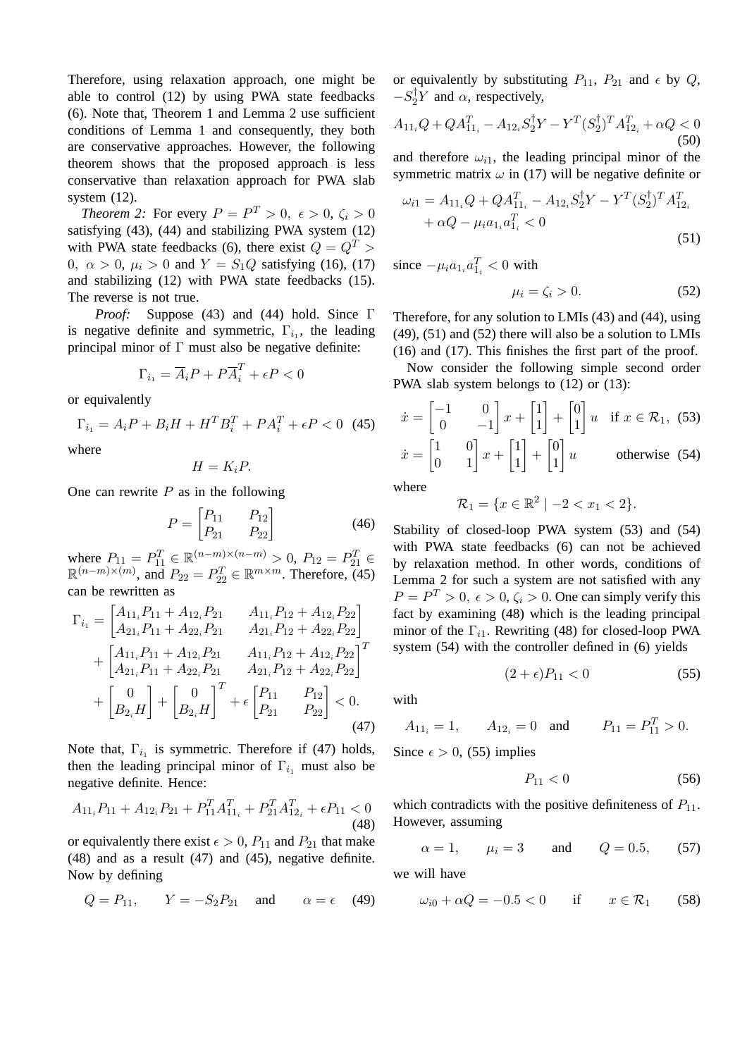Therefore, using relaxation approach, one might be able to control (12) by using PWA state feedbacks (6). Note that, Theorem 1 and Lemma 2 use sufficient conditions of Lemma 1 and consequently, they both are conservative approaches. However, the following theorem shows that the proposed approach is less conservative than relaxation approach for PWA slab system (12).

*Theorem 2:* For every $P = P^T > 0,\ \epsilon > 0,\ \zeta_i > 0$ satisfying (43), (44) and stabilizing PWA system (12) with PWA state feedbacks (6), there exist $Q = Q^T > 0,\ \alpha > 0,\ \mu_i > 0$ and $Y = S_1 Q$ satisfying (16), (17) and stabilizing (12) with PWA state feedbacks (15). The reverse is not true.

*Proof:* Suppose (43) and (44) hold. Since $\Gamma$ is negative definite and symmetric, $\Gamma_{i_1}$, the leading principal minor of $\Gamma$ must also be negative definite:

$$\Gamma_{i_1} = \overline{A}_i P + P\overline{A}_i^T + \epsilon P < 0$$

or equivalently

$$\Gamma_{i_1} = A_i P + B_i H + H^T B_i^T + P A_i^T + \epsilon P < 0 \quad (45)$$

where

$$H = K_i P.$$

One can rewrite $P$ as in the following

$$P = \begin{bmatrix} P_{11} & P_{12} \\ P_{21} & P_{22} \end{bmatrix} \quad (46)$$

where $P_{11} = P_{11}^T \in \mathbb{R}^{(n-m)\times(n-m)} > 0$, $P_{12} = P_{21}^T \in \mathbb{R}^{(n-m)\times(m)}$, and $P_{22} = P_{22}^T \in \mathbb{R}^{m\times m}$. Therefore, (45) can be rewritten as

$$\begin{aligned}\Gamma_{i_1} = &\begin{bmatrix} A_{11_i}P_{11} + A_{12_i}P_{21} & A_{11_i}P_{12} + A_{12_i}P_{22} \\ A_{21_i}P_{11} + A_{22_i}P_{21} & A_{21_i}P_{12} + A_{22_i}P_{22} \end{bmatrix} \\ &+ \begin{bmatrix} A_{11_i}P_{11} + A_{12_i}P_{21} & A_{11_i}P_{12} + A_{12_i}P_{22} \\ A_{21_i}P_{11} + A_{22_i}P_{21} & A_{21_i}P_{12} + A_{22_i}P_{22} \end{bmatrix}^T \\ &+ \begin{bmatrix} 0 \\ B_{2_i}H \end{bmatrix} + \begin{bmatrix} 0 \\ B_{2_i}H \end{bmatrix}^T + \epsilon \begin{bmatrix} P_{11} & P_{12} \\ P_{21} & P_{22} \end{bmatrix} < 0. \end{aligned} \quad (47)$$

Note that, $\Gamma_{i_1}$ is symmetric. Therefore if (47) holds, then the leading principal minor of $\Gamma_{i_1}$ must also be negative definite. Hence:

$$A_{11_i}P_{11} + A_{12_i}P_{21} + P_{11}^T A_{11_i}^T + P_{21}^T A_{12_i}^T + \epsilon P_{11} < 0 \quad (48)$$

or equivalently there exist $\epsilon > 0$, $P_{11}$ and $P_{21}$ that make (48) and as a result (47) and (45), negative definite. Now by defining

$$Q = P_{11}, \qquad Y = -S_2 P_{21} \quad \text{and} \quad \alpha = \epsilon \quad (49)$$

or equivalently by substituting $P_{11}$, $P_{21}$ and $\epsilon$ by $Q$, $-S_2^\dagger Y$ and $\alpha$, respectively,

$$A_{11_i}Q + QA_{11_i}^T - A_{12_i}S_2^\dagger Y - Y^T(S_2^\dagger)^T A_{12_i}^T + \alpha Q < 0 \quad (50)$$

and therefore $\omega_{i1}$, the leading principal minor of the symmetric matrix $\omega$ in (17) will be negative definite or

$$\begin{aligned}\omega_{i1} = &A_{11_i}Q + QA_{11_i}^T - A_{12_i}S_2^\dagger Y - Y^T(S_2^\dagger)^T A_{12_i}^T \\ &+ \alpha Q - \mu_i a_{1_i} a_{1_i}^T < 0 \end{aligned} \quad (51)$$

since $-\mu_i a_{1_i} a_{1_i}^T < 0$ with

$$\mu_i = \zeta_i > 0. \quad (52)$$

Therefore, for any solution to LMIs (43) and (44), using (49), (51) and (52) there will also be a solution to LMIs (16) and (17). This finishes the first part of the proof.

Now consider the following simple second order PWA slab system belongs to (12) or (13):

$$\dot{x} = \begin{bmatrix} -1 & 0 \\ 0 & -1 \end{bmatrix} x + \begin{bmatrix} 1 \\ 1 \end{bmatrix} + \begin{bmatrix} 0 \\ 1 \end{bmatrix} u \quad \text{if } x \in \mathcal{R}_1, \quad (53)$$

$$\dot{x} = \begin{bmatrix} 1 & 0 \\ 0 & 1 \end{bmatrix} x + \begin{bmatrix} 1 \\ 1 \end{bmatrix} + \begin{bmatrix} 0 \\ 1 \end{bmatrix} u \qquad \text{otherwise} \quad (54)$$

where

$$\mathcal{R}_1 = \{x \in \mathbb{R}^2 \mid -2 < x_1 < 2\}.$$

Stability of closed-loop PWA system (53) and (54) with PWA state feedbacks (6) can not be achieved by relaxation method. In other words, conditions of Lemma 2 for such a system are not satisfied with any $P = P^T > 0,\ \epsilon > 0, \zeta_i > 0$. One can simply verify this fact by examining (48) which is the leading principal minor of the $\Gamma_{i1}$. Rewriting (48) for closed-loop PWA system (54) with the controller defined in (6) yields

$$(2 + \epsilon)P_{11} < 0 \quad (55)$$

with

$$A_{11_i} = 1, \qquad A_{12_i} = 0 \quad \text{and} \qquad P_{11} = P_{11}^T > 0.$$

Since $\epsilon > 0$, (55) implies

$$P_{11} < 0 \quad (56)$$

which contradicts with the positive definiteness of $P_{11}$. However, assuming

$$\alpha = 1, \qquad \mu_i = 3 \qquad \text{and} \qquad Q = 0.5, \quad (57)$$

we will have

$$\omega_{i0} + \alpha Q = -0.5 < 0 \qquad \text{if} \qquad x \in \mathcal{R}_1 \quad (58)$$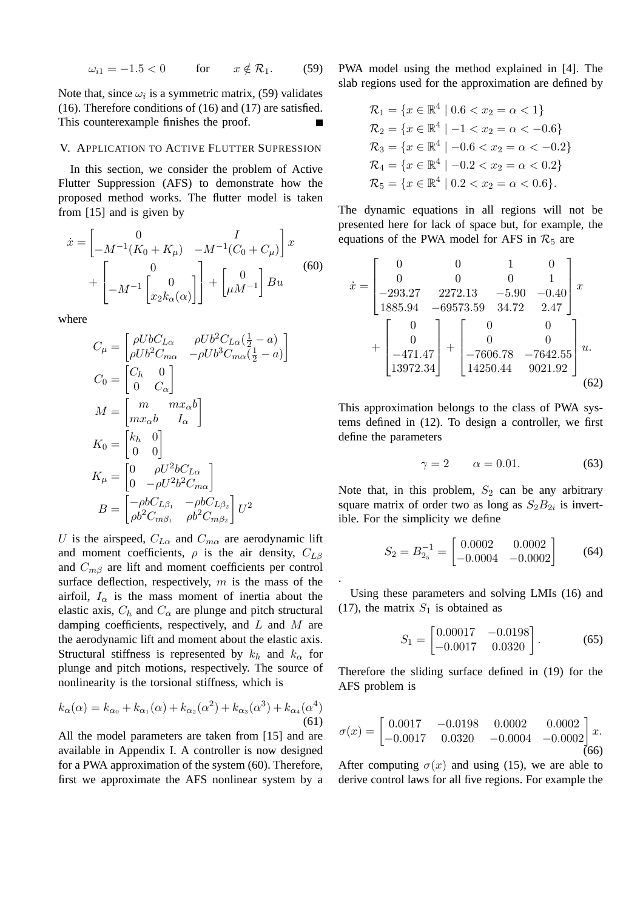$$\omega_{i1} = -1.5 < 0 \qquad \text{for} \qquad x \notin \mathcal{R}_1. \tag{59}$$

Note that, since $\omega_i$ is a symmetric matrix, (59) validates (16). Therefore conditions of (16) and (17) are satisfied. This counterexample finishes the proof. ∎

## V. Application to Active Flutter Supression

In this section, we consider the problem of Active Flutter Suppression (AFS) to demonstrate how the proposed method works. The flutter model is taken from [15] and is given by

$$\dot{x} = \begin{bmatrix} 0 & I \\ -M^{-1}(K_0 + K_\mu) & -M^{-1}(C_0 + C_\mu) \end{bmatrix} x + \begin{bmatrix} 0 \\ -M^{-1}\begin{bmatrix} 0 \\ x_2 k_\alpha(\alpha) \end{bmatrix} \end{bmatrix} + \begin{bmatrix} 0 \\ \mu M^{-1} \end{bmatrix} Bu \tag{60}$$

where

$$C_\mu = \begin{bmatrix} \rho U b C_{L\alpha} & \rho U b^2 C_{L\alpha}(\frac{1}{2} - a) \\ \rho U b^2 C_{m\alpha} & -\rho U b^3 C_{m\alpha}(\frac{1}{2} - a) \end{bmatrix}$$

$$C_0 = \begin{bmatrix} C_h & 0 \\ 0 & C_\alpha \end{bmatrix}$$

$$M = \begin{bmatrix} m & m x_\alpha b \\ m x_\alpha b & I_\alpha \end{bmatrix}$$

$$K_0 = \begin{bmatrix} k_h & 0 \\ 0 & 0 \end{bmatrix}$$

$$K_\mu = \begin{bmatrix} 0 & \rho U^2 b C_{L\alpha} \\ 0 & -\rho U^2 b^2 C_{m\alpha} \end{bmatrix}$$

$$B = \begin{bmatrix} -\rho b C_{L\beta_1} & -\rho b C_{L\beta_2} \\ \rho b^2 C_{m\beta_1} & \rho b^2 C_{m\beta_2} \end{bmatrix} U^2$$

$U$ is the airspeed, $C_{L\alpha}$ and $C_{m\alpha}$ are aerodynamic lift and moment coefficients, $\rho$ is the air density, $C_{L\beta}$ and $C_{m\beta}$ are lift and moment coefficients per control surface deflection, respectively, $m$ is the mass of the airfoil, $I_\alpha$ is the mass moment of inertia about the elastic axis, $C_h$ and $C_\alpha$ are plunge and pitch structural damping coefficients, respectively, and $L$ and $M$ are the aerodynamic lift and moment about the elastic axis. Structural stiffness is represented by $k_h$ and $k_\alpha$ for plunge and pitch motions, respectively. The source of nonlinearity is the torsional stiffness, which is

$$k_\alpha(\alpha) = k_{\alpha_0} + k_{\alpha_1}(\alpha) + k_{\alpha_2}(\alpha^2) + k_{\alpha_3}(\alpha^3) + k_{\alpha_4}(\alpha^4) \tag{61}$$

All the model parameters are taken from [15] and are available in Appendix I. A controller is now designed for a PWA approximation of the system (60). Therefore, first we approximate the AFS nonlinear system by a PWA model using the method explained in [4]. The slab regions used for the approximation are defined by

$$\mathcal{R}_1 = \{x \in \mathbb{R}^4 \mid 0.6 < x_2 = \alpha < 1\}$$
$$\mathcal{R}_2 = \{x \in \mathbb{R}^4 \mid -1 < x_2 = \alpha < -0.6\}$$
$$\mathcal{R}_3 = \{x \in \mathbb{R}^4 \mid -0.6 < x_2 = \alpha < -0.2\}$$
$$\mathcal{R}_4 = \{x \in \mathbb{R}^4 \mid -0.2 < x_2 = \alpha < 0.2\}$$
$$\mathcal{R}_5 = \{x \in \mathbb{R}^4 \mid 0.2 < x_2 = \alpha < 0.6\}.$$

The dynamic equations in all regions will not be presented here for lack of space but, for example, the equations of the PWA model for AFS in $\mathcal{R}_5$ are

$$\dot{x} = \begin{bmatrix} 0 & 0 & 1 & 0 \\ 0 & 0 & 0 & 1 \\ -293.27 & 2272.13 & -5.90 & -0.40 \\ 1885.94 & -69573.59 & 34.72 & 2.47 \end{bmatrix} x + \begin{bmatrix} 0 \\ 0 \\ -471.47 \\ 13972.34 \end{bmatrix} + \begin{bmatrix} 0 & 0 \\ 0 & 0 \\ -7606.78 & -7642.55 \\ 14250.44 & 9021.92 \end{bmatrix} u. \tag{62}$$

This approximation belongs to the class of PWA systems defined in (12). To design a controller, we first define the parameters

$$\gamma = 2 \qquad \alpha = 0.01. \tag{63}$$

Note that, in this problem, $S_2$ can be any arbitrary square matrix of order two as long as $S_2 B_{2i}$ is invertible. For the simplicity we define

$$S_2 = B_{2_5}^{-1} = \begin{bmatrix} 0.0002 & 0.0002 \\ -0.0004 & -0.0002 \end{bmatrix} \tag{64}$$

.

Using these parameters and solving LMIs (16) and (17), the matrix $S_1$ is obtained as

$$S_1 = \begin{bmatrix} 0.00017 & -0.0198 \\ -0.0017 & 0.0320 \end{bmatrix}. \tag{65}$$

Therefore the sliding surface defined in (19) for the AFS problem is

$$\sigma(x) = \begin{bmatrix} 0.0017 & -0.0198 & 0.0002 & 0.0002 \\ -0.0017 & 0.0320 & -0.0004 & -0.0002 \end{bmatrix} x. \tag{66}$$

After computing $\sigma(x)$ and using (15), we are able to derive control laws for all five regions. For example the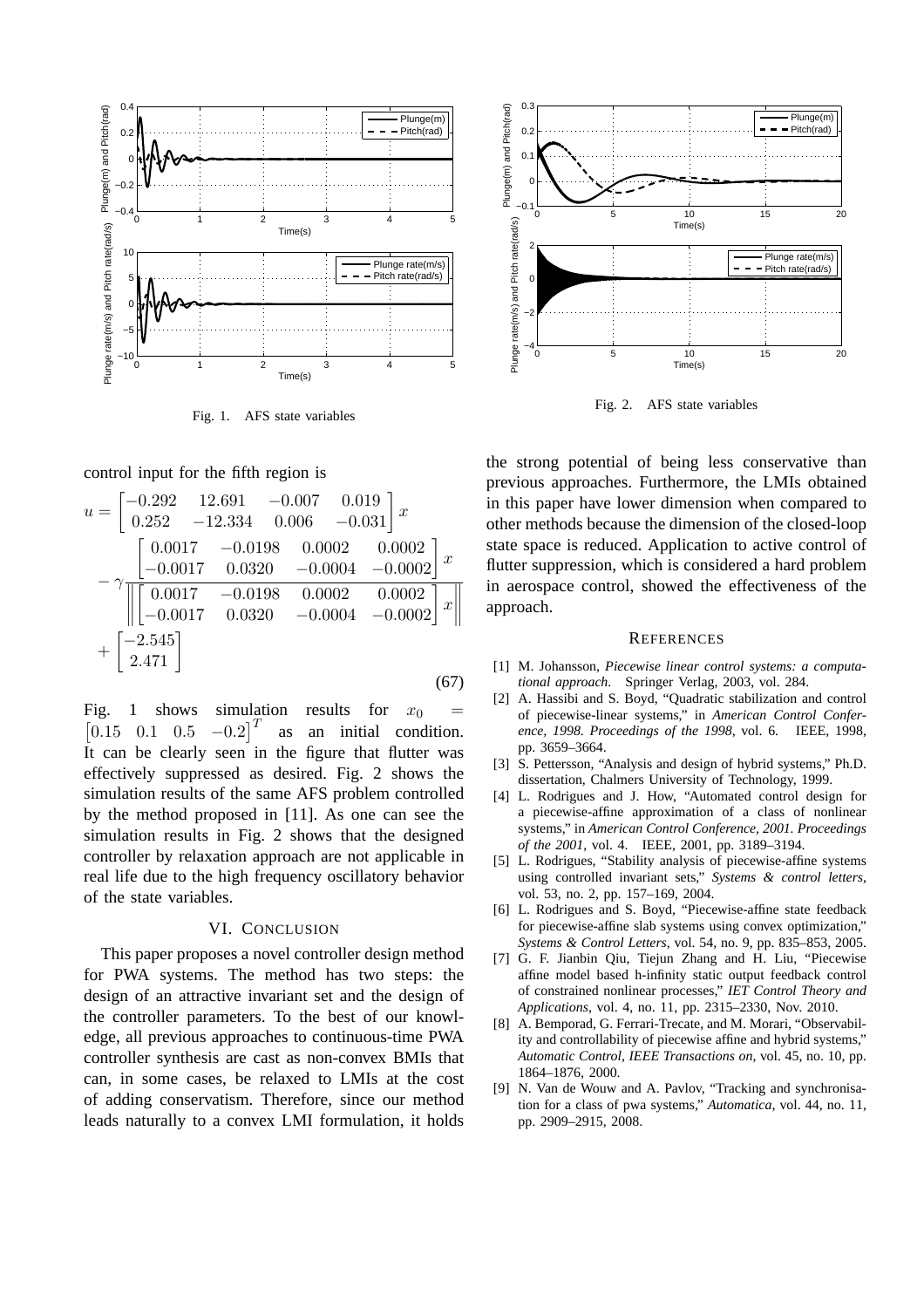Plunge(m) and Pitch(rad)
0.4
0.2
0
−0.2
−0.4
0 1 2 3 4 5
Time(s)
Plunge(m)
Pitch(rad)

Plunge rate(m/s) and Pitch rate(rad/s)
10
5
0
−5
−10
0 1 2 3 4 5
Time(s)
Plunge rate(m/s)
Pitch rate(rad/s)

Fig. 1. AFS state variables

Plunge(m) and Pitch(rad)
0.3
0.2
0.1
0
−0.1
0 5 10 15 20
Time(s)
Plunge(m)
Pitch(rad)

Plunge rate(m/s) and Pitch rate(rad/s)
2
0
−2
−4
0 5 10 15 20
Time(s)
Plunge rate(m/s)
Pitch rate(rad/s)

Fig. 2. AFS state variables

control input for the fifth region is

$$u = \begin{bmatrix} -0.292 & 12.691 & -0.007 & 0.019 \\ 0.252 & -12.334 & 0.006 & -0.031 \end{bmatrix} x - \gamma \frac{\begin{bmatrix} 0.0017 & -0.0198 & 0.0002 & 0.0002 \\ -0.0017 & 0.0320 & -0.0004 & -0.0002 \end{bmatrix} x}{\left\| \begin{bmatrix} 0.0017 & -0.0198 & 0.0002 & 0.0002 \\ -0.0017 & 0.0320 & -0.0004 & -0.0002 \end{bmatrix} x \right\|} + \begin{bmatrix} -2.545 \\ 2.471 \end{bmatrix} \tag{67}$$

Fig. 1 shows simulation results for $x_0 = \begin{bmatrix} 0.15 & 0.1 & 0.5 & -0.2 \end{bmatrix}^T$ as an initial condition. It can be clearly seen in the figure that flutter was effectively suppressed as desired. Fig. 2 shows the simulation results of the same AFS problem controlled by the method proposed in [11]. As one can see the simulation results in Fig. 2 shows that the designed controller by relaxation approach are not applicable in real life due to the high frequency oscillatory behavior of the state variables.

## VI. Conclusion

This paper proposes a novel controller design method for PWA systems. The method has two steps: the design of an attractive invariant set and the design of the controller parameters. To the best of our knowledge, all previous approaches to continuous-time PWA controller synthesis are cast as non-convex BMIs that can, in some cases, be relaxed to LMIs at the cost of adding conservatism. Therefore, since our method leads naturally to a convex LMI formulation, it holds the strong potential of being less conservative than previous approaches. Furthermore, the LMIs obtained in this paper have lower dimension when compared to other methods because the dimension of the closed-loop state space is reduced. Application to active control of flutter suppression, which is considered a hard problem in aerospace control, showed the effectiveness of the approach.

## References

[1] M. Johansson, *Piecewise linear control systems: a computational approach*. Springer Verlag, 2003, vol. 284.

[2] A. Hassibi and S. Boyd, "Quadratic stabilization and control of piecewise-linear systems," in *American Control Conference, 1998. Proceedings of the 1998*, vol. 6. IEEE, 1998, pp. 3659–3664.

[3] S. Pettersson, "Analysis and design of hybrid systems," Ph.D. dissertation, Chalmers University of Technology, 1999.

[4] L. Rodrigues and J. How, "Automated control design for a piecewise-affine approximation of a class of nonlinear systems," in *American Control Conference, 2001. Proceedings of the 2001*, vol. 4. IEEE, 2001, pp. 3189–3194.

[5] L. Rodrigues, "Stability analysis of piecewise-affine systems using controlled invariant sets," *Systems & control letters*, vol. 53, no. 2, pp. 157–169, 2004.

[6] L. Rodrigues and S. Boyd, "Piecewise-affine state feedback for piecewise-affine slab systems using convex optimization," *Systems & Control Letters*, vol. 54, no. 9, pp. 835–853, 2005.

[7] G. F. Jianbin Qiu, Tiejun Zhang and H. Liu, "Piecewise affine model based h-infinity static output feedback control of constrained nonlinear processes," *IET Control Theory and Applications*, vol. 4, no. 11, pp. 2315–2330, Nov. 2010.

[8] A. Bemporad, G. Ferrari-Trecate, and M. Morari, "Observability and controllability of piecewise affine and hybrid systems," *Automatic Control, IEEE Transactions on*, vol. 45, no. 10, pp. 1864–1876, 2000.

[9] N. Van de Wouw and A. Pavlov, "Tracking and synchronisation for a class of pwa systems," *Automatica*, vol. 44, no. 11, pp. 2909–2915, 2008.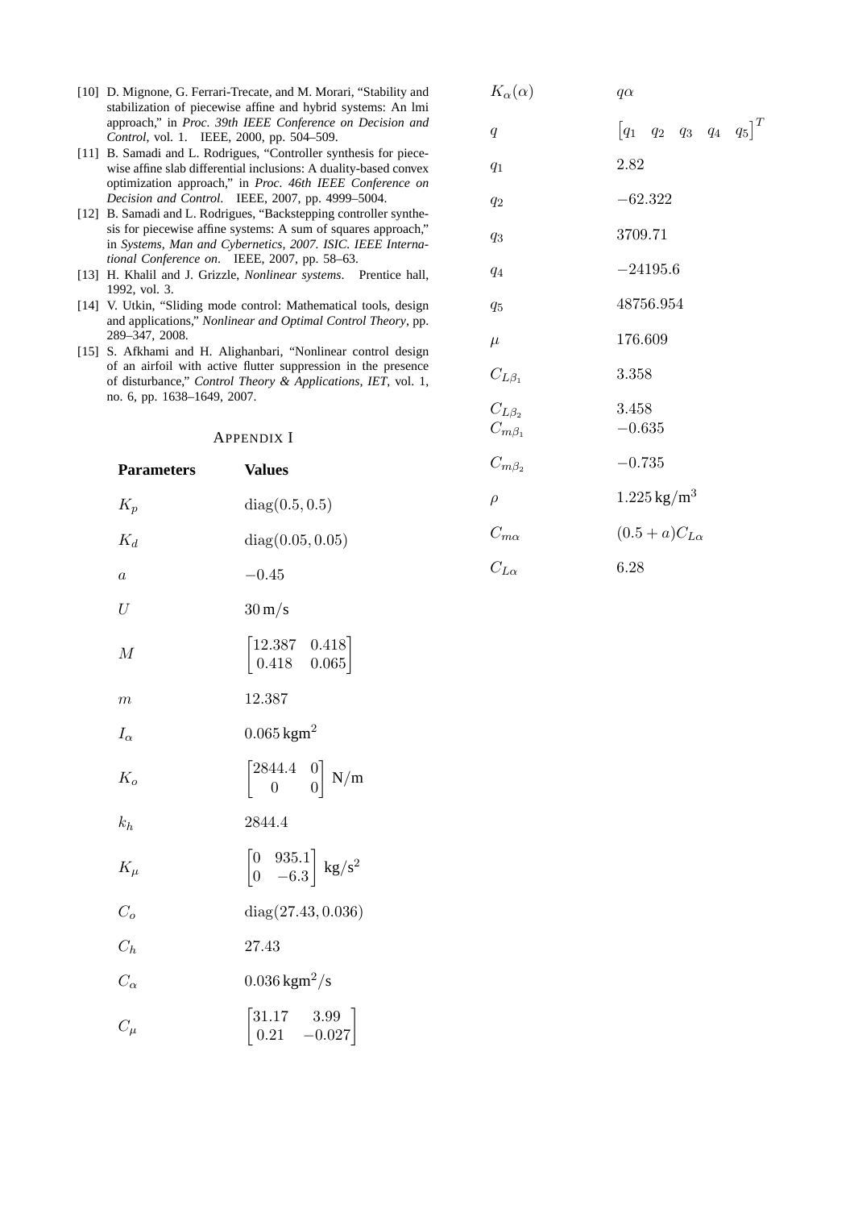[10] D. Mignone, G. Ferrari-Trecate, and M. Morari, "Stability and stabilization of piecewise affine and hybrid systems: An lmi approach," in *Proc. 39th IEEE Conference on Decision and Control*, vol. 1. IEEE, 2000, pp. 504–509.

[11] B. Samadi and L. Rodrigues, "Controller synthesis for piecewise affine slab differential inclusions: A duality-based convex optimization approach," in *Proc. 46th IEEE Conference on Decision and Control*. IEEE, 2007, pp. 4999–5004.

[12] B. Samadi and L. Rodrigues, "Backstepping controller synthesis for piecewise affine systems: A sum of squares approach," in *Systems, Man and Cybernetics, 2007. ISIC. IEEE International Conference on*. IEEE, 2007, pp. 58–63.

[13] H. Khalil and J. Grizzle, *Nonlinear systems*. Prentice hall, 1992, vol. 3.

[14] V. Utkin, "Sliding mode control: Mathematical tools, design and applications," *Nonlinear and Optimal Control Theory*, pp. 289–347, 2008.

[15] S. Afkhami and H. Alighanbari, "Nonlinear control design of an airfoil with active flutter suppression in the presence of disturbance," *Control Theory & Applications, IET*, vol. 1, no. 6, pp. 1638–1649, 2007.

## APPENDIX I

| **Parameters** | **Values** |
|---|---|
| $K_p$ | $\mathrm{diag}(0.5, 0.5)$ |
| $K_d$ | $\mathrm{diag}(0.05, 0.05)$ |
| $a$ | $-0.45$ |
| $U$ | $30\,\mathrm{m/s}$ |
| $M$ | $\begin{bmatrix} 12.387 & 0.418 \\ 0.418 & 0.065 \end{bmatrix}$ |
| $m$ | $12.387$ |
| $I_\alpha$ | $0.065\,\mathrm{kgm}^2$ |
| $K_o$ | $\begin{bmatrix} 2844.4 & 0 \\ 0 & 0 \end{bmatrix}$ N/m |
| $k_h$ | $2844.4$ |
| $K_\mu$ | $\begin{bmatrix} 0 & 935.1 \\ 0 & -6.3 \end{bmatrix}$ kg/s$^2$ |
| $C_o$ | $\mathrm{diag}(27.43, 0.036)$ |
| $C_h$ | $27.43$ |
| $C_\alpha$ | $0.036\,\mathrm{kgm}^2/\mathrm{s}$ |
| $C_\mu$ | $\begin{bmatrix} 31.17 & 3.99 \\ 0.21 & -0.027 \end{bmatrix}$ |
| $K_\alpha(\alpha)$ | $q\alpha$ |
| $q$ | $\begin{bmatrix} q_1 & q_2 & q_3 & q_4 & q_5 \end{bmatrix}^T$ |
| $q_1$ | $2.82$ |
| $q_2$ | $-62.322$ |
| $q_3$ | $3709.71$ |
| $q_4$ | $-24195.6$ |
| $q_5$ | $48756.954$ |
| $\mu$ | $176.609$ |
| $C_{L\beta_1}$ | $3.358$ |
| $C_{L\beta_2}$ | $3.458$ |
| $C_{m\beta_1}$ | $-0.635$ |
| $C_{m\beta_2}$ | $-0.735$ |
| $\rho$ | $1.225\,\mathrm{kg/m}^3$ |
| $C_{m\alpha}$ | $(0.5+a)C_{L\alpha}$ |
| $C_{L\alpha}$ | $6.28$ |